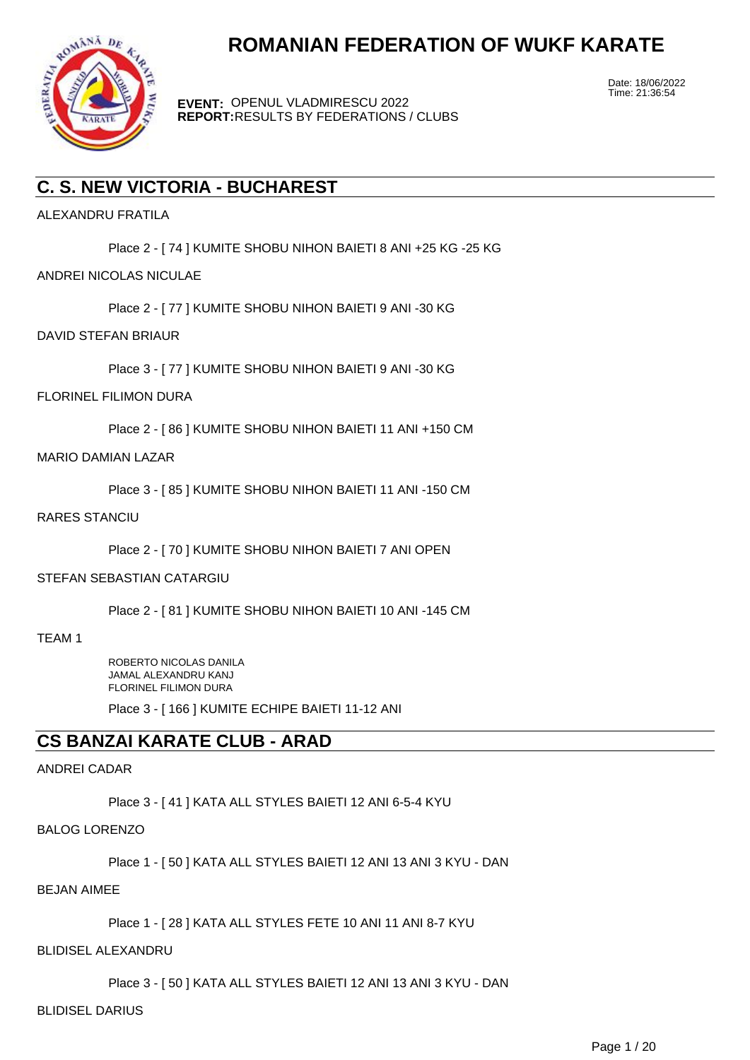# ROMANIAN FEDERATION OF WUKF KARATE

**EVENT:** OPENUL VLADMIRESCU 2022
**REPORT:** RESULTS BY FEDERATIONS / CLUBS

Date: 18/06/2022
Time: 21:36:54

## C. S. NEW VICTORIA - BUCHAREST

ALEXANDRU FRATILA

Place 2 - [ 74 ] KUMITE SHOBU NIHON BAIETI 8 ANI +25 KG -25 KG

ANDREI NICOLAS NICULAE

Place 2 - [ 77 ] KUMITE SHOBU NIHON BAIETI 9 ANI -30 KG

DAVID STEFAN BRIAUR

Place 3 - [ 77 ] KUMITE SHOBU NIHON BAIETI 9 ANI -30 KG

FLORINEL FILIMON DURA

Place 2 - [ 86 ] KUMITE SHOBU NIHON BAIETI 11 ANI +150 CM

MARIO DAMIAN LAZAR

Place 3 - [ 85 ] KUMITE SHOBU NIHON BAIETI 11 ANI -150 CM

RARES STANCIU

Place 2 - [ 70 ] KUMITE SHOBU NIHON BAIETI 7 ANI OPEN

STEFAN SEBASTIAN CATARGIU

Place 2 - [ 81 ] KUMITE SHOBU NIHON BAIETI 10 ANI -145 CM

TEAM 1

ROBERTO NICOLAS DANILA
JAMAL ALEXANDRU KANJ
FLORINEL FILIMON DURA

Place 3 - [ 166 ] KUMITE ECHIPE BAIETI 11-12 ANI

## CS BANZAI KARATE CLUB - ARAD

ANDREI CADAR

Place 3 - [ 41 ] KATA ALL STYLES BAIETI 12 ANI 6-5-4 KYU

BALOG LORENZO

Place 1 - [ 50 ] KATA ALL STYLES BAIETI 12 ANI 13 ANI 3 KYU - DAN

BEJAN AIMEE

Place 1 - [ 28 ] KATA ALL STYLES FETE 10 ANI 11 ANI 8-7 KYU

BLIDISEL ALEXANDRU

Place 3 - [ 50 ] KATA ALL STYLES BAIETI 12 ANI 13 ANI 3 KYU - DAN

BLIDISEL DARIUS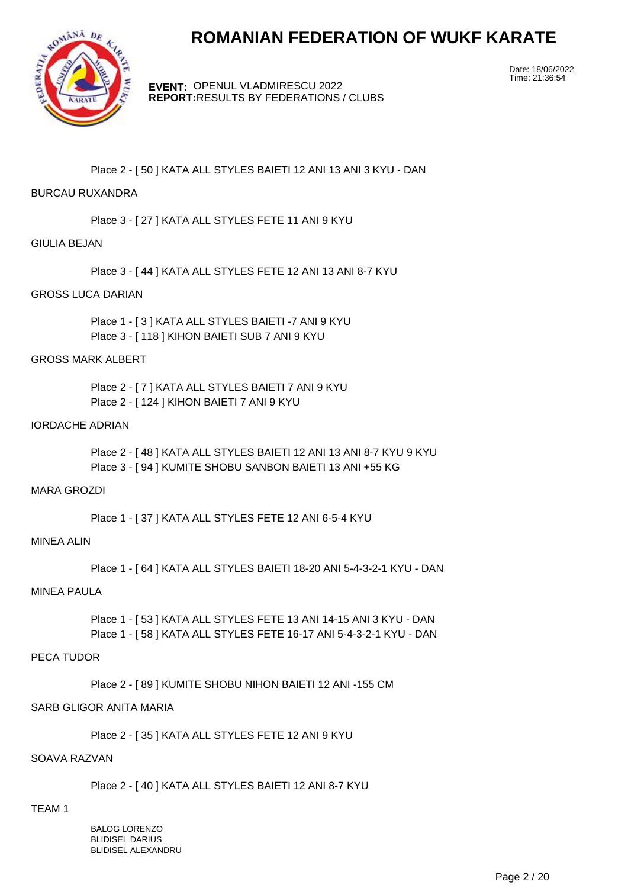# ROMANIAN FEDERATION OF WUKF KARATE

**EVENT:** OPENUL VLADMIRESCU 2022
**REPORT:** RESULTS BY FEDERATIONS / CLUBS

Date: 18/06/2022
Time: 21:36:54

Place 2 - [ 50 ] KATA ALL STYLES BAIETI 12 ANI 13 ANI 3 KYU - DAN

BURCAU RUXANDRA

Place 3 - [ 27 ] KATA ALL STYLES FETE 11 ANI 9 KYU

GIULIA BEJAN

Place 3 - [ 44 ] KATA ALL STYLES FETE 12 ANI 13 ANI 8-7 KYU

GROSS LUCA DARIAN

Place 1 - [ 3 ] KATA ALL STYLES BAIETI -7 ANI 9 KYU
Place 3 - [ 118 ] KIHON BAIETI SUB 7 ANI 9 KYU

GROSS MARK ALBERT

Place 2 - [ 7 ] KATA ALL STYLES BAIETI 7 ANI 9 KYU
Place 2 - [ 124 ] KIHON BAIETI 7 ANI 9 KYU

IORDACHE ADRIAN

Place 2 - [ 48 ] KATA ALL STYLES BAIETI 12 ANI 13 ANI 8-7 KYU 9 KYU
Place 3 - [ 94 ] KUMITE SHOBU SANBON BAIETI 13 ANI +55 KG

MARA GROZDI

Place 1 - [ 37 ] KATA ALL STYLES FETE 12 ANI 6-5-4 KYU

MINEA ALIN

Place 1 - [ 64 ] KATA ALL STYLES BAIETI 18-20 ANI 5-4-3-2-1 KYU - DAN

MINEA PAULA

Place 1 - [ 53 ] KATA ALL STYLES FETE 13 ANI 14-15 ANI 3 KYU - DAN
Place 1 - [ 58 ] KATA ALL STYLES FETE 16-17 ANI 5-4-3-2-1 KYU - DAN

PECA TUDOR

Place 2 - [ 89 ] KUMITE SHOBU NIHON BAIETI 12 ANI -155 CM

SARB GLIGOR ANITA MARIA

Place 2 - [ 35 ] KATA ALL STYLES FETE 12 ANI 9 KYU

SOAVA RAZVAN

Place 2 - [ 40 ] KATA ALL STYLES BAIETI 12 ANI 8-7 KYU

TEAM 1

BALOG LORENZO
BLIDISEL DARIUS
BLIDISEL ALEXANDRU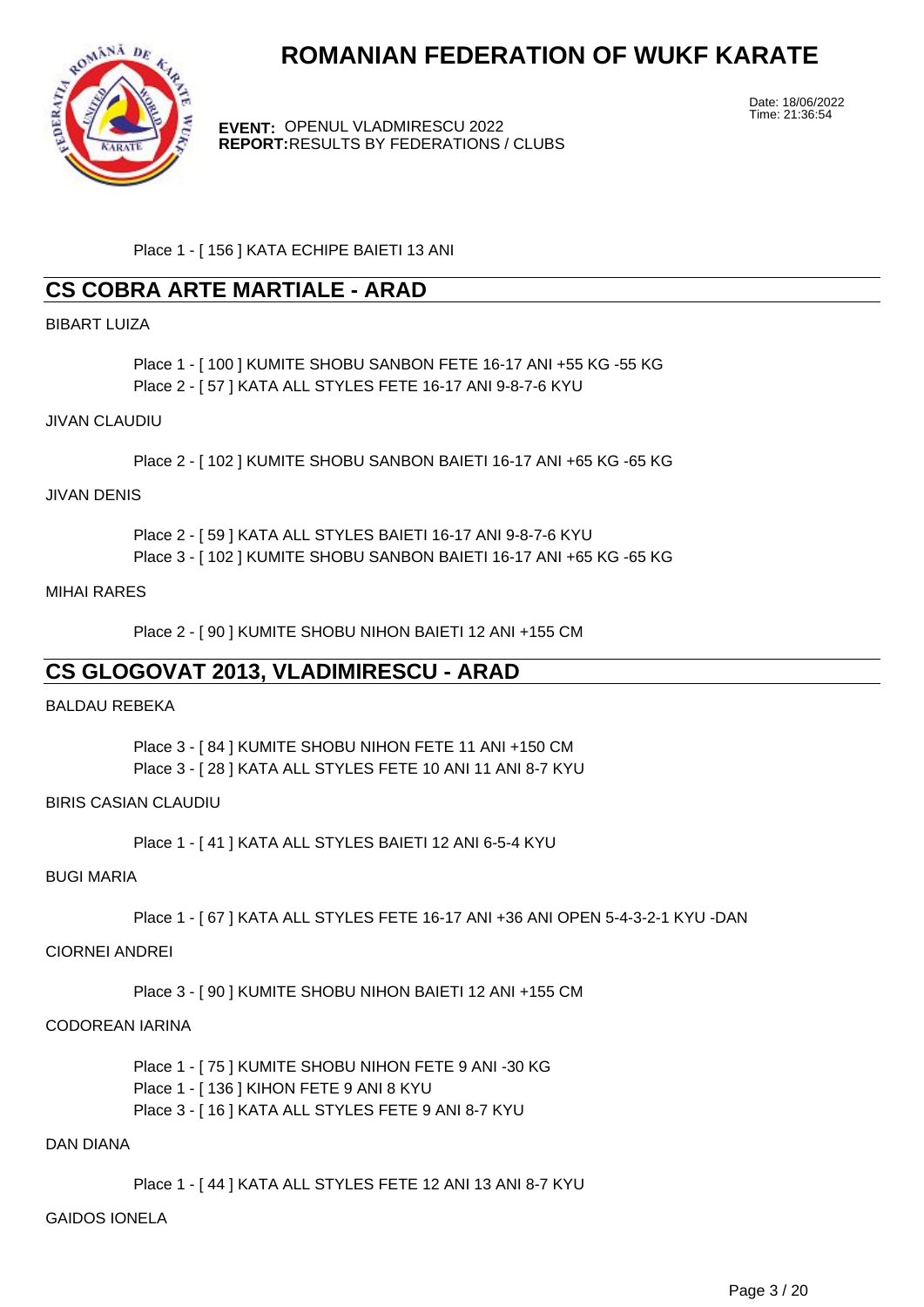# ROMANIAN FEDERATION OF WUKF KARATE

**EVENT:** OPENUL VLADMIRESCU 2022
**REPORT:** RESULTS BY FEDERATIONS / CLUBS

Date: 18/06/2022
Time: 21:36:54

Place 1 - [ 156 ] KATA ECHIPE BAIETI 13 ANI

## CS COBRA ARTE MARTIALE - ARAD

BIBART LUIZA

Place 1 - [ 100 ] KUMITE SHOBU SANBON FETE 16-17 ANI +55 KG -55 KG
Place 2 - [ 57 ] KATA ALL STYLES FETE 16-17 ANI 9-8-7-6 KYU

JIVAN CLAUDIU

Place 2 - [ 102 ] KUMITE SHOBU SANBON BAIETI 16-17 ANI +65 KG -65 KG

JIVAN DENIS

Place 2 - [ 59 ] KATA ALL STYLES BAIETI 16-17 ANI 9-8-7-6 KYU
Place 3 - [ 102 ] KUMITE SHOBU SANBON BAIETI 16-17 ANI +65 KG -65 KG

MIHAI RARES

Place 2 - [ 90 ] KUMITE SHOBU NIHON BAIETI 12 ANI +155 CM

## CS GLOGOVAT 2013, VLADIMIRESCU - ARAD

BALDAU REBEKA

Place 3 - [ 84 ] KUMITE SHOBU NIHON FETE 11 ANI +150 CM
Place 3 - [ 28 ] KATA ALL STYLES FETE 10 ANI 11 ANI 8-7 KYU

BIRIS CASIAN CLAUDIU

Place 1 - [ 41 ] KATA ALL STYLES BAIETI 12 ANI 6-5-4 KYU

BUGI MARIA

Place 1 - [ 67 ] KATA ALL STYLES FETE 16-17 ANI +36 ANI OPEN 5-4-3-2-1 KYU -DAN

CIORNEI ANDREI

Place 3 - [ 90 ] KUMITE SHOBU NIHON BAIETI 12 ANI +155 CM

CODOREAN IARINA

Place 1 - [ 75 ] KUMITE SHOBU NIHON FETE 9 ANI -30 KG
Place 1 - [ 136 ] KIHON FETE 9 ANI 8 KYU
Place 3 - [ 16 ] KATA ALL STYLES FETE 9 ANI 8-7 KYU

DAN DIANA

Place 1 - [ 44 ] KATA ALL STYLES FETE 12 ANI 13 ANI 8-7 KYU

GAIDOS IONELA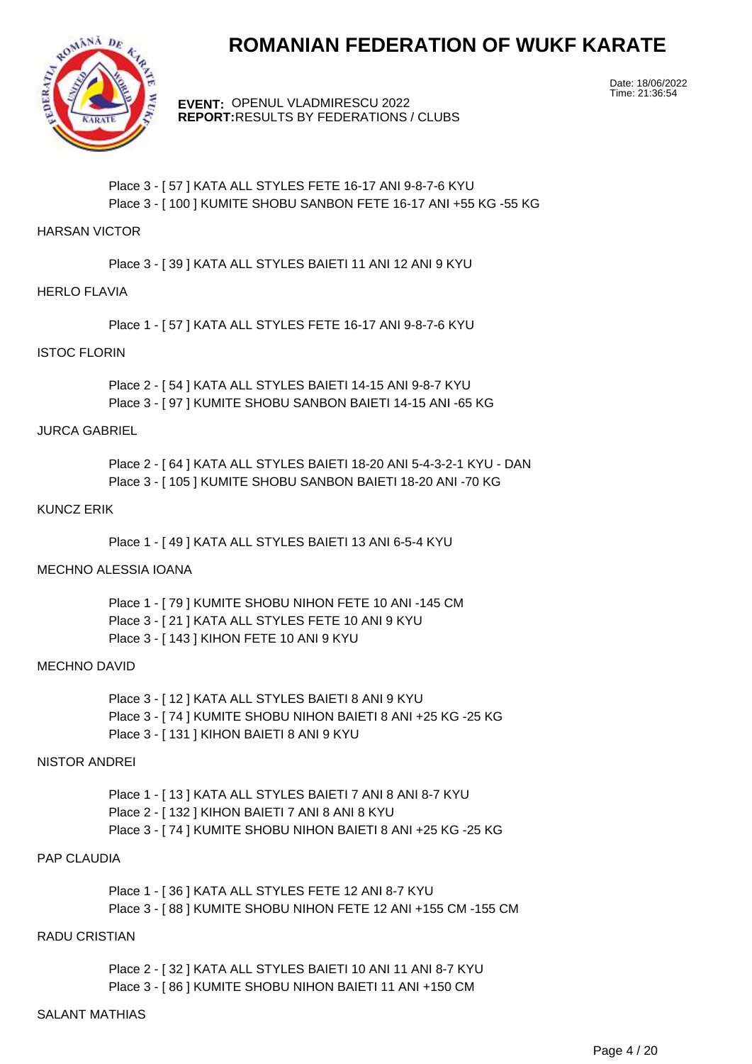# ROMANIAN FEDERATION OF WUKF KARATE

**EVENT:** OPENUL VLADMIRESCU 2022
**REPORT:** RESULTS BY FEDERATIONS / CLUBS

Date: 18/06/2022
Time: 21:36:54

Place 3 - [ 57 ] KATA ALL STYLES FETE 16-17 ANI 9-8-7-6 KYU
Place 3 - [ 100 ] KUMITE SHOBU SANBON FETE 16-17 ANI +55 KG -55 KG

HARSAN VICTOR

Place 3 - [ 39 ] KATA ALL STYLES BAIETI 11 ANI 12 ANI 9 KYU

HERLO FLAVIA

Place 1 - [ 57 ] KATA ALL STYLES FETE 16-17 ANI 9-8-7-6 KYU

ISTOC FLORIN

Place 2 - [ 54 ] KATA ALL STYLES BAIETI 14-15 ANI 9-8-7 KYU
Place 3 - [ 97 ] KUMITE SHOBU SANBON BAIETI 14-15 ANI -65 KG

JURCA GABRIEL

Place 2 - [ 64 ] KATA ALL STYLES BAIETI 18-20 ANI 5-4-3-2-1 KYU - DAN
Place 3 - [ 105 ] KUMITE SHOBU SANBON BAIETI 18-20 ANI -70 KG

KUNCZ ERIK

Place 1 - [ 49 ] KATA ALL STYLES BAIETI 13 ANI 6-5-4 KYU

MECHNO ALESSIA IOANA

Place 1 - [ 79 ] KUMITE SHOBU NIHON FETE 10 ANI -145 CM
Place 3 - [ 21 ] KATA ALL STYLES FETE 10 ANI 9 KYU
Place 3 - [ 143 ] KIHON FETE 10 ANI 9 KYU

MECHNO DAVID

Place 3 - [ 12 ] KATA ALL STYLES BAIETI 8 ANI 9 KYU
Place 3 - [ 74 ] KUMITE SHOBU NIHON BAIETI 8 ANI +25 KG -25 KG
Place 3 - [ 131 ] KIHON BAIETI 8 ANI 9 KYU

NISTOR ANDREI

Place 1 - [ 13 ] KATA ALL STYLES BAIETI 7 ANI 8 ANI 8-7 KYU
Place 2 - [ 132 ] KIHON BAIETI 7 ANI 8 ANI 8 KYU
Place 3 - [ 74 ] KUMITE SHOBU NIHON BAIETI 8 ANI +25 KG -25 KG

PAP CLAUDIA

Place 1 - [ 36 ] KATA ALL STYLES FETE 12 ANI 8-7 KYU
Place 3 - [ 88 ] KUMITE SHOBU NIHON FETE 12 ANI +155 CM -155 CM

RADU CRISTIAN

Place 2 - [ 32 ] KATA ALL STYLES BAIETI 10 ANI 11 ANI 8-7 KYU
Place 3 - [ 86 ] KUMITE SHOBU NIHON BAIETI 11 ANI +150 CM

SALANT MATHIAS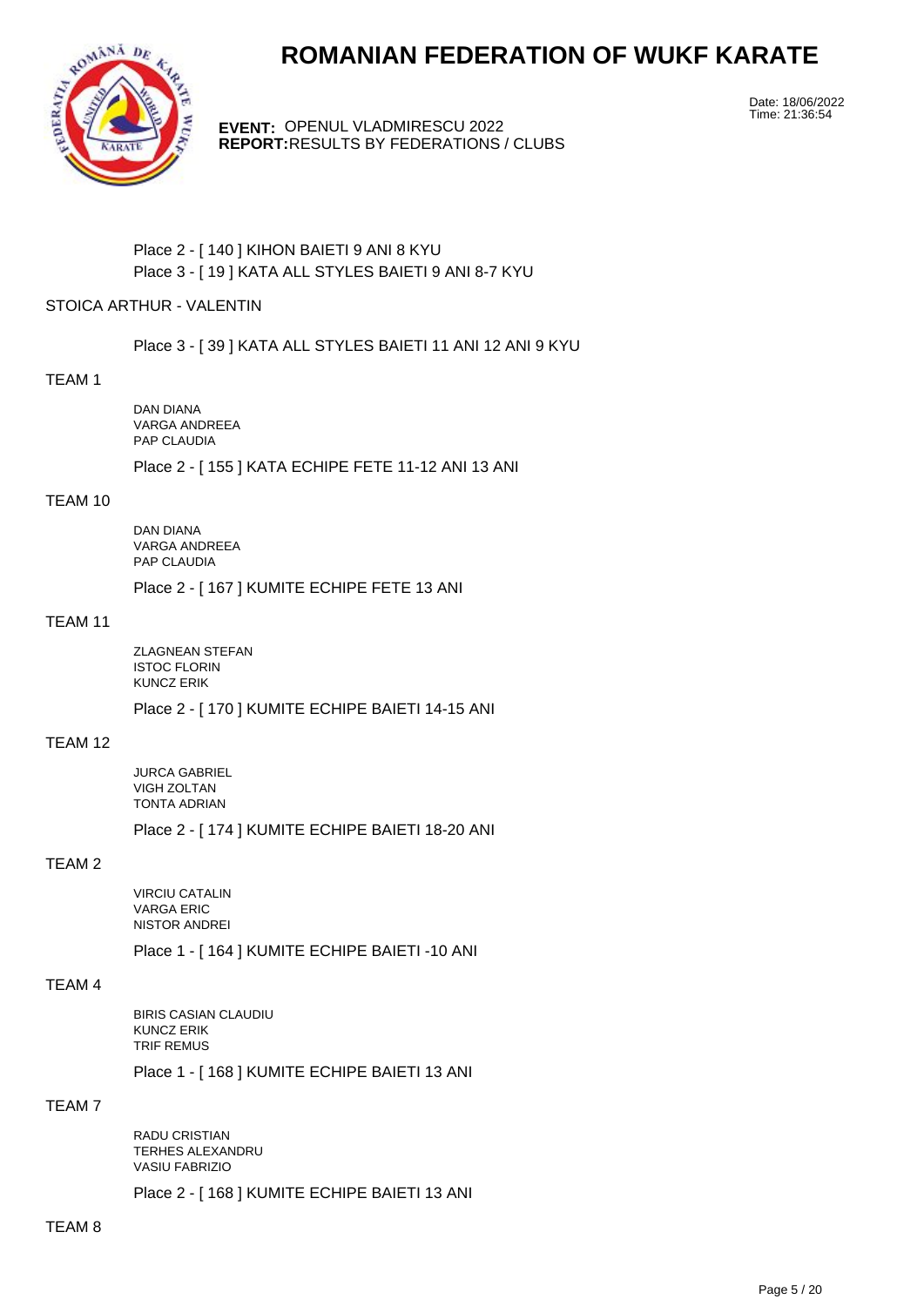# ROMANIAN FEDERATION OF WUKF KARATE

**EVENT:** OPENUL VLADMIRESCU 2022
**REPORT:** RESULTS BY FEDERATIONS / CLUBS

Date: 18/06/2022
Time: 21:36:54

Place 2 - [ 140 ] KIHON BAIETI 9 ANI 8 KYU
Place 3 - [ 19 ] KATA ALL STYLES BAIETI 9 ANI 8-7 KYU

STOICA ARTHUR - VALENTIN

Place 3 - [ 39 ] KATA ALL STYLES BAIETI 11 ANI 12 ANI 9 KYU

TEAM 1

DAN DIANA
VARGA ANDREEA
PAP CLAUDIA

Place 2 - [ 155 ] KATA ECHIPE FETE 11-12 ANI 13 ANI

TEAM 10

DAN DIANA
VARGA ANDREEA
PAP CLAUDIA

Place 2 - [ 167 ] KUMITE ECHIPE FETE 13 ANI

TEAM 11

ZLAGNEAN STEFAN
ISTOC FLORIN
KUNCZ ERIK

Place 2 - [ 170 ] KUMITE ECHIPE BAIETI 14-15 ANI

TEAM 12

JURCA GABRIEL
VIGH ZOLTAN
TONTA ADRIAN

Place 2 - [ 174 ] KUMITE ECHIPE BAIETI 18-20 ANI

TEAM 2

VIRCIU CATALIN
VARGA ERIC
NISTOR ANDREI

Place 1 - [ 164 ] KUMITE ECHIPE BAIETI -10 ANI

TEAM 4

BIRIS CASIAN CLAUDIU
KUNCZ ERIK
TRIF REMUS

Place 1 - [ 168 ] KUMITE ECHIPE BAIETI 13 ANI

TEAM 7

RADU CRISTIAN
TERHES ALEXANDRU
VASIU FABRIZIO

Place 2 - [ 168 ] KUMITE ECHIPE BAIETI 13 ANI

TEAM 8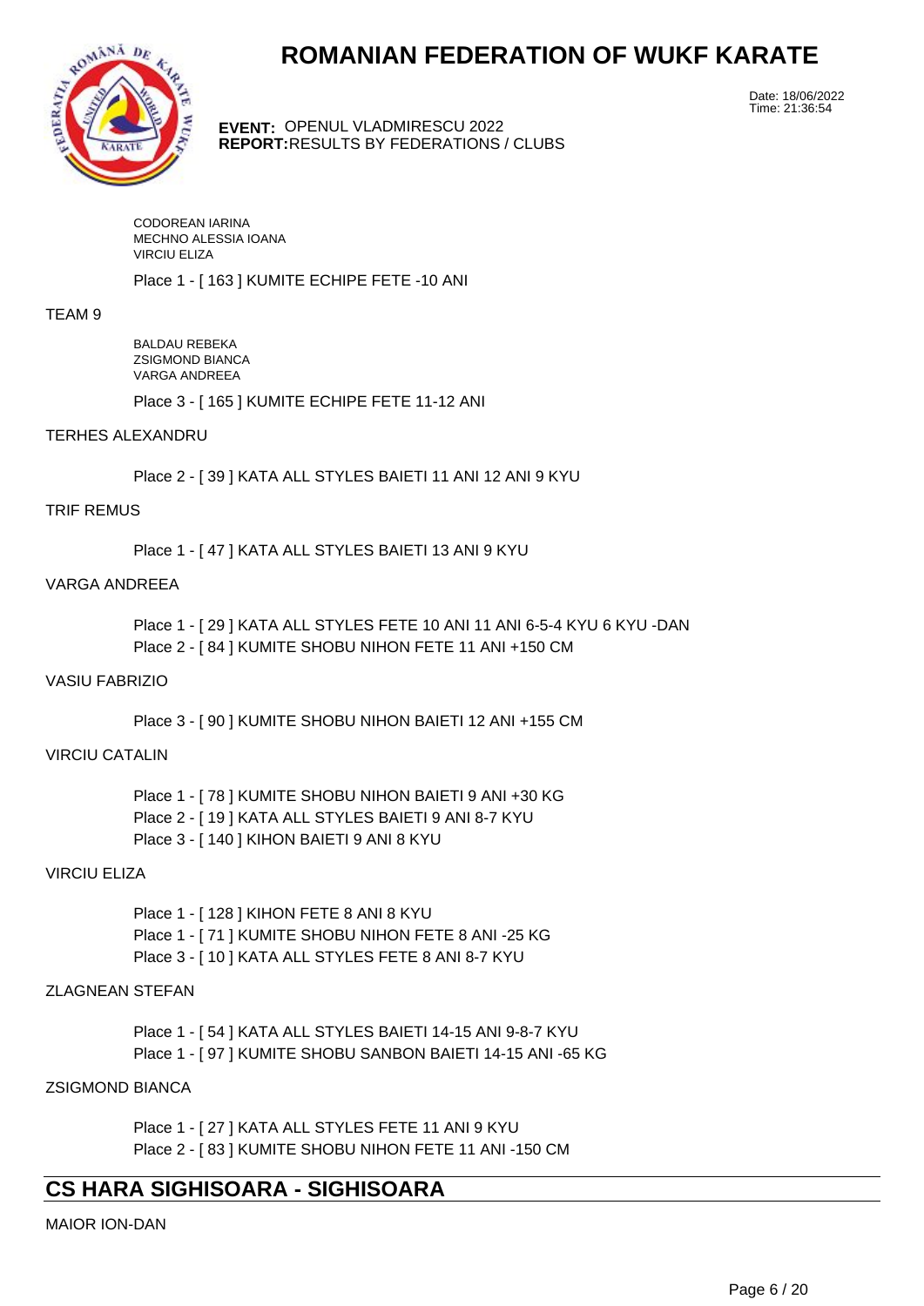CODOREAN IARINA
MECHNO ALESSIA IOANA
VIRCIU ELIZA

Place 1 - [ 163 ] KUMITE ECHIPE FETE -10 ANI

TEAM 9

BALDAU REBEKA
ZSIGMOND BIANCA
VARGA ANDREEA

Place 3 - [ 165 ] KUMITE ECHIPE FETE 11-12 ANI

TERHES ALEXANDRU

Place 2 - [ 39 ] KATA ALL STYLES BAIETI 11 ANI 12 ANI 9 KYU

TRIF REMUS

Place 1 - [ 47 ] KATA ALL STYLES BAIETI 13 ANI 9 KYU

VARGA ANDREEA

Place 1 - [ 29 ] KATA ALL STYLES FETE 10 ANI 11 ANI 6-5-4 KYU 6 KYU -DAN
Place 2 - [ 84 ] KUMITE SHOBU NIHON FETE 11 ANI +150 CM

VASIU FABRIZIO

Place 3 - [ 90 ] KUMITE SHOBU NIHON BAIETI 12 ANI +155 CM

VIRCIU CATALIN

Place 1 - [ 78 ] KUMITE SHOBU NIHON BAIETI 9 ANI +30 KG
Place 2 - [ 19 ] KATA ALL STYLES BAIETI 9 ANI 8-7 KYU
Place 3 - [ 140 ] KIHON BAIETI 9 ANI 8 KYU

VIRCIU ELIZA

Place 1 - [ 128 ] KIHON FETE 8 ANI 8 KYU
Place 1 - [ 71 ] KUMITE SHOBU NIHON FETE 8 ANI -25 KG
Place 3 - [ 10 ] KATA ALL STYLES FETE 8 ANI 8-7 KYU

ZLAGNEAN STEFAN

Place 1 - [ 54 ] KATA ALL STYLES BAIETI 14-15 ANI 9-8-7 KYU
Place 1 - [ 97 ] KUMITE SHOBU SANBON BAIETI 14-15 ANI -65 KG

ZSIGMOND BIANCA

Place 1 - [ 27 ] KATA ALL STYLES FETE 11 ANI 9 KYU
Place 2 - [ 83 ] KUMITE SHOBU NIHON FETE 11 ANI -150 CM

## CS HARA SIGHISOARA - SIGHISOARA

MAIOR ION-DAN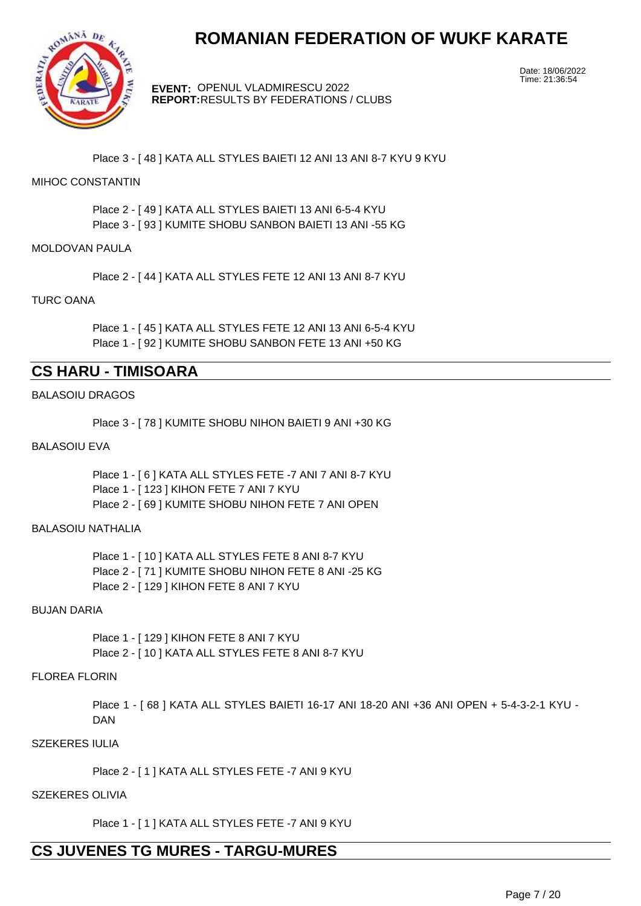Place 3 - [ 48 ] KATA ALL STYLES BAIETI 12 ANI 13 ANI 8-7 KYU 9 KYU

MIHOC CONSTANTIN

Place 2 - [ 49 ] KATA ALL STYLES BAIETI 13 ANI 6-5-4 KYU
Place 3 - [ 93 ] KUMITE SHOBU SANBON BAIETI 13 ANI -55 KG

MOLDOVAN PAULA

Place 2 - [ 44 ] KATA ALL STYLES FETE 12 ANI 13 ANI 8-7 KYU

TURC OANA

Place 1 - [ 45 ] KATA ALL STYLES FETE 12 ANI 13 ANI 6-5-4 KYU
Place 1 - [ 92 ] KUMITE SHOBU SANBON FETE 13 ANI +50 KG

## CS HARU - TIMISOARA

BALASOIU DRAGOS

Place 3 - [ 78 ] KUMITE SHOBU NIHON BAIETI 9 ANI +30 KG

BALASOIU EVA

Place 1 - [ 6 ] KATA ALL STYLES FETE -7 ANI 7 ANI 8-7 KYU
Place 1 - [ 123 ] KIHON FETE 7 ANI 7 KYU
Place 2 - [ 69 ] KUMITE SHOBU NIHON FETE 7 ANI OPEN

BALASOIU NATHALIA

Place 1 - [ 10 ] KATA ALL STYLES FETE 8 ANI 8-7 KYU
Place 2 - [ 71 ] KUMITE SHOBU NIHON FETE 8 ANI -25 KG
Place 2 - [ 129 ] KIHON FETE 8 ANI 7 KYU

BUJAN DARIA

Place 1 - [ 129 ] KIHON FETE 8 ANI 7 KYU
Place 2 - [ 10 ] KATA ALL STYLES FETE 8 ANI 8-7 KYU

FLOREA FLORIN

Place 1 - [ 68 ] KATA ALL STYLES BAIETI 16-17 ANI 18-20 ANI +36 ANI OPEN + 5-4-3-2-1 KYU - DAN

SZEKERES IULIA

Place 2 - [ 1 ] KATA ALL STYLES FETE -7 ANI 9 KYU

SZEKERES OLIVIA

Place 1 - [ 1 ] KATA ALL STYLES FETE -7 ANI 9 KYU

## CS JUVENES TG MURES - TARGU-MURES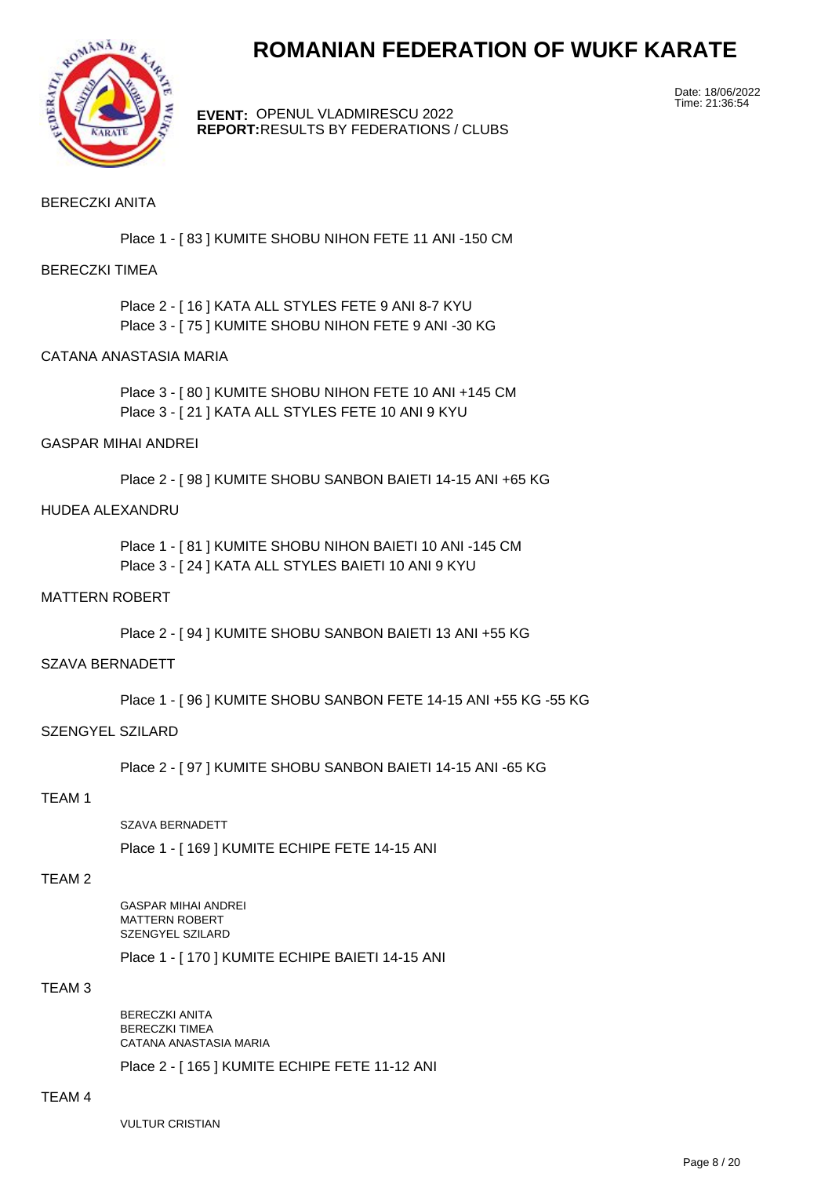# ROMANIAN FEDERATION OF WUKF KARATE

Date: 18/06/2022
Time: 21:36:54

**EVENT:** OPENUL VLADMIRESCU 2022
**REPORT:** RESULTS BY FEDERATIONS / CLUBS

BERECZKI ANITA

Place 1 - [ 83 ] KUMITE SHOBU NIHON FETE 11 ANI -150 CM

BERECZKI TIMEA

Place 2 - [ 16 ] KATA ALL STYLES FETE 9 ANI 8-7 KYU
Place 3 - [ 75 ] KUMITE SHOBU NIHON FETE 9 ANI -30 KG

CATANA ANASTASIA MARIA

Place 3 - [ 80 ] KUMITE SHOBU NIHON FETE 10 ANI +145 CM
Place 3 - [ 21 ] KATA ALL STYLES FETE 10 ANI 9 KYU

GASPAR MIHAI ANDREI

Place 2 - [ 98 ] KUMITE SHOBU SANBON BAIETI 14-15 ANI +65 KG

HUDEA ALEXANDRU

Place 1 - [ 81 ] KUMITE SHOBU NIHON BAIETI 10 ANI -145 CM
Place 3 - [ 24 ] KATA ALL STYLES BAIETI 10 ANI 9 KYU

MATTERN ROBERT

Place 2 - [ 94 ] KUMITE SHOBU SANBON BAIETI 13 ANI +55 KG

SZAVA BERNADETT

Place 1 - [ 96 ] KUMITE SHOBU SANBON FETE 14-15 ANI +55 KG -55 KG

SZENGYEL SZILARD

Place 2 - [ 97 ] KUMITE SHOBU SANBON BAIETI 14-15 ANI -65 KG

TEAM 1

SZAVA BERNADETT

Place 1 - [ 169 ] KUMITE ECHIPE FETE 14-15 ANI

TEAM 2

GASPAR MIHAI ANDREI
MATTERN ROBERT
SZENGYEL SZILARD

Place 1 - [ 170 ] KUMITE ECHIPE BAIETI 14-15 ANI

TEAM 3

BERECZKI ANITA
BERECZKI TIMEA
CATANA ANASTASIA MARIA

Place 2 - [ 165 ] KUMITE ECHIPE FETE 11-12 ANI

TEAM 4

VULTUR CRISTIAN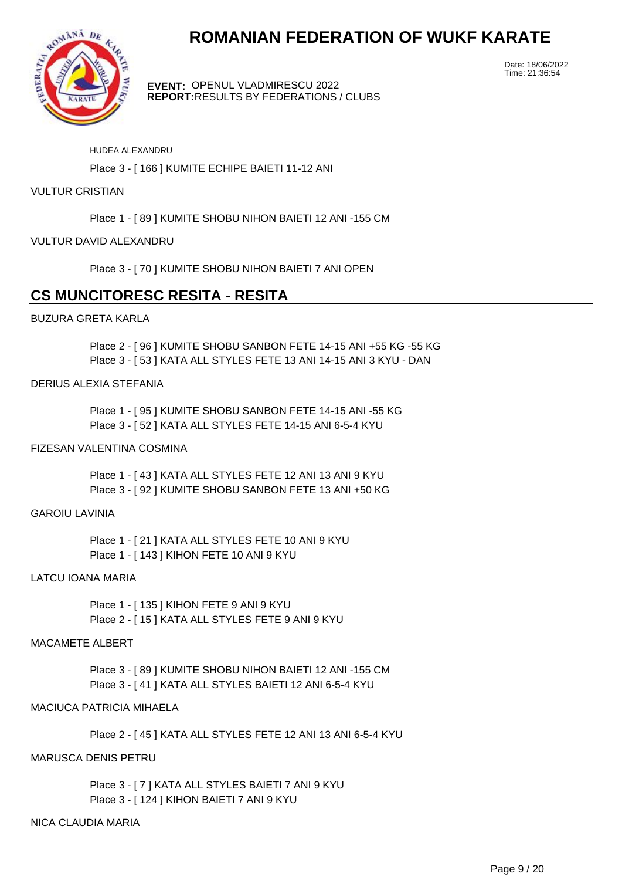# ROMANIAN FEDERATION OF WUKF KARATE

**EVENT:** OPENUL VLADMIRESCU 2022
**REPORT:** RESULTS BY FEDERATIONS / CLUBS

Date: 18/06/2022
Time: 21:36:54

HUDEA ALEXANDRU

Place 3 - [ 166 ] KUMITE ECHIPE BAIETI 11-12 ANI

VULTUR CRISTIAN

Place 1 - [ 89 ] KUMITE SHOBU NIHON BAIETI 12 ANI -155 CM

VULTUR DAVID ALEXANDRU

Place 3 - [ 70 ] KUMITE SHOBU NIHON BAIETI 7 ANI OPEN

## CS MUNCITORESC RESITA - RESITA

BUZURA GRETA KARLA

Place 2 - [ 96 ] KUMITE SHOBU SANBON FETE 14-15 ANI +55 KG -55 KG
Place 3 - [ 53 ] KATA ALL STYLES FETE 13 ANI 14-15 ANI 3 KYU - DAN

DERIUS ALEXIA STEFANIA

Place 1 - [ 95 ] KUMITE SHOBU SANBON FETE 14-15 ANI -55 KG
Place 3 - [ 52 ] KATA ALL STYLES FETE 14-15 ANI 6-5-4 KYU

FIZESAN VALENTINA COSMINA

Place 1 - [ 43 ] KATA ALL STYLES FETE 12 ANI 13 ANI 9 KYU
Place 3 - [ 92 ] KUMITE SHOBU SANBON FETE 13 ANI +50 KG

GAROIU LAVINIA

Place 1 - [ 21 ] KATA ALL STYLES FETE 10 ANI 9 KYU
Place 1 - [ 143 ] KIHON FETE 10 ANI 9 KYU

LATCU IOANA MARIA

Place 1 - [ 135 ] KIHON FETE 9 ANI 9 KYU
Place 2 - [ 15 ] KATA ALL STYLES FETE 9 ANI 9 KYU

MACAMETE ALBERT

Place 3 - [ 89 ] KUMITE SHOBU NIHON BAIETI 12 ANI -155 CM
Place 3 - [ 41 ] KATA ALL STYLES BAIETI 12 ANI 6-5-4 KYU

MACIUCA PATRICIA MIHAELA

Place 2 - [ 45 ] KATA ALL STYLES FETE 12 ANI 13 ANI 6-5-4 KYU

MARUSCA DENIS PETRU

Place 3 - [ 7 ] KATA ALL STYLES BAIETI 7 ANI 9 KYU
Place 3 - [ 124 ] KIHON BAIETI 7 ANI 9 KYU

NICA CLAUDIA MARIA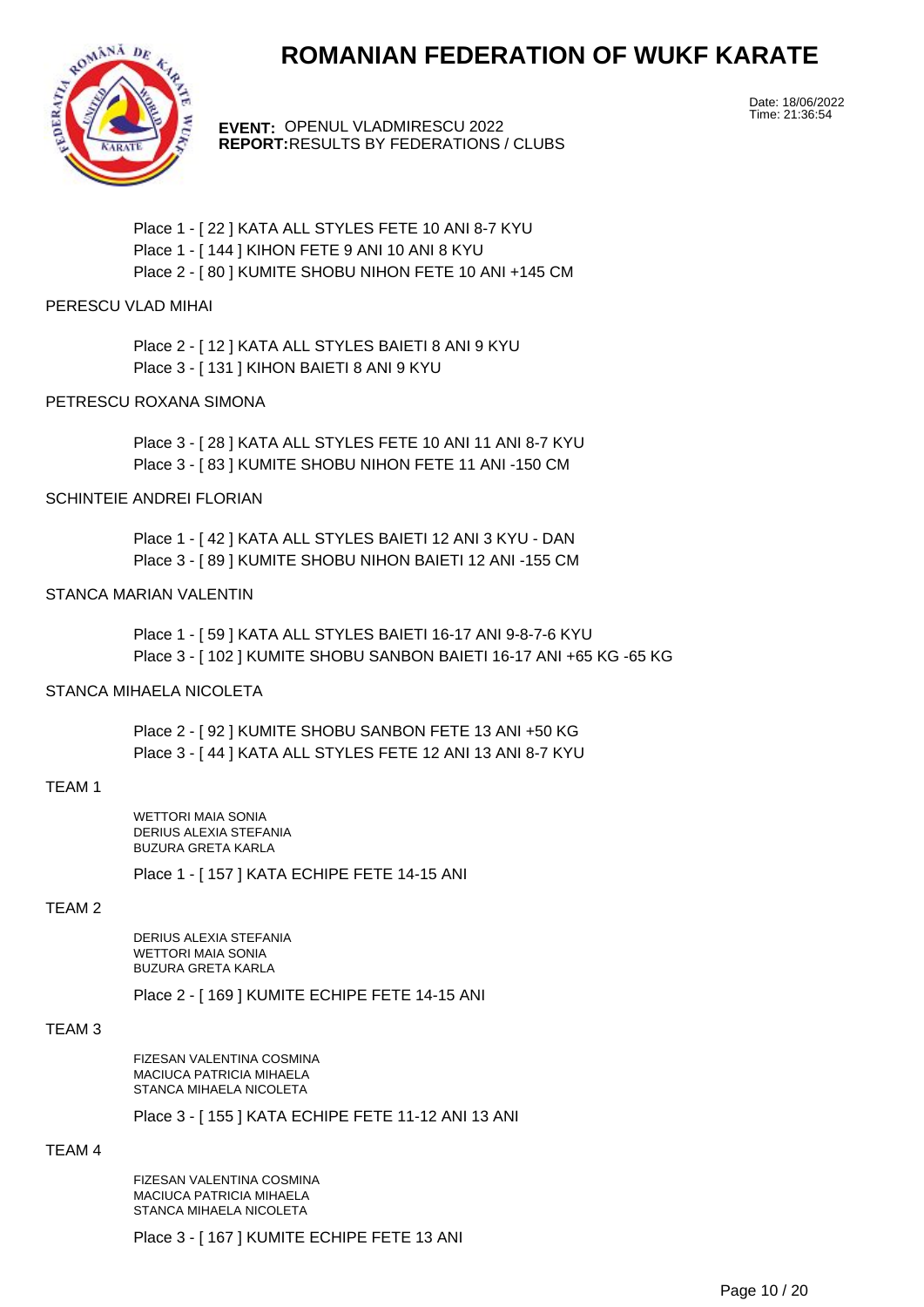# ROMANIAN FEDERATION OF WUKF KARATE

**EVENT:** OPENUL VLADMIRESCU 2022
**REPORT:** RESULTS BY FEDERATIONS / CLUBS

Date: 18/06/2022
Time: 21:36:54

Place 1 - [ 22 ] KATA ALL STYLES FETE 10 ANI 8-7 KYU
Place 1 - [ 144 ] KIHON FETE 9 ANI 10 ANI 8 KYU
Place 2 - [ 80 ] KUMITE SHOBU NIHON FETE 10 ANI +145 CM

PERESCU VLAD MIHAI

Place 2 - [ 12 ] KATA ALL STYLES BAIETI 8 ANI 9 KYU
Place 3 - [ 131 ] KIHON BAIETI 8 ANI 9 KYU

PETRESCU ROXANA SIMONA

Place 3 - [ 28 ] KATA ALL STYLES FETE 10 ANI 11 ANI 8-7 KYU
Place 3 - [ 83 ] KUMITE SHOBU NIHON FETE 11 ANI -150 CM

SCHINTEIE ANDREI FLORIAN

Place 1 - [ 42 ] KATA ALL STYLES BAIETI 12 ANI 3 KYU - DAN
Place 3 - [ 89 ] KUMITE SHOBU NIHON BAIETI 12 ANI -155 CM

STANCA MARIAN VALENTIN

Place 1 - [ 59 ] KATA ALL STYLES BAIETI 16-17 ANI 9-8-7-6 KYU
Place 3 - [ 102 ] KUMITE SHOBU SANBON BAIETI 16-17 ANI +65 KG -65 KG

STANCA MIHAELA NICOLETA

Place 2 - [ 92 ] KUMITE SHOBU SANBON FETE 13 ANI +50 KG
Place 3 - [ 44 ] KATA ALL STYLES FETE 12 ANI 13 ANI 8-7 KYU

TEAM 1

WETTORI MAIA SONIA
DERIUS ALEXIA STEFANIA
BUZURA GRETA KARLA

Place 1 - [ 157 ] KATA ECHIPE FETE 14-15 ANI

TEAM 2

DERIUS ALEXIA STEFANIA
WETTORI MAIA SONIA
BUZURA GRETA KARLA

Place 2 - [ 169 ] KUMITE ECHIPE FETE 14-15 ANI

TEAM 3

FIZESAN VALENTINA COSMINA
MACIUCA PATRICIA MIHAELA
STANCA MIHAELA NICOLETA

Place 3 - [ 155 ] KATA ECHIPE FETE 11-12 ANI 13 ANI

TEAM 4

FIZESAN VALENTINA COSMINA
MACIUCA PATRICIA MIHAELA
STANCA MIHAELA NICOLETA

Place 3 - [ 167 ] KUMITE ECHIPE FETE 13 ANI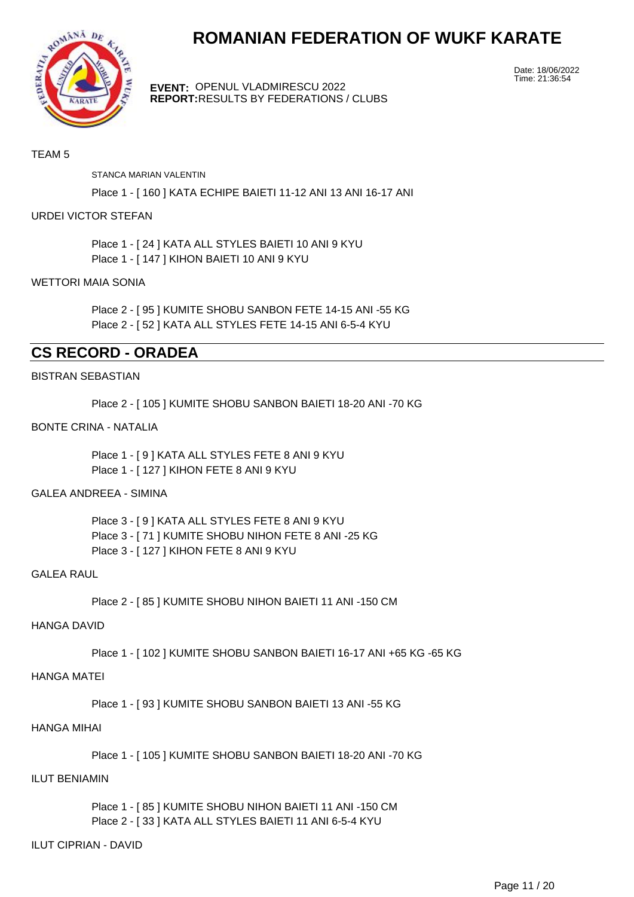# ROMANIAN FEDERATION OF WUKF KARATE

**EVENT:** OPENUL VLADMIRESCU 2022
**REPORT:** RESULTS BY FEDERATIONS / CLUBS

Date: 18/06/2022
Time: 21:36:54

TEAM 5

STANCA MARIAN VALENTIN

Place 1 - [ 160 ] KATA ECHIPE BAIETI 11-12 ANI 13 ANI 16-17 ANI

URDEI VICTOR STEFAN

Place 1 - [ 24 ] KATA ALL STYLES BAIETI 10 ANI 9 KYU
Place 1 - [ 147 ] KIHON BAIETI 10 ANI 9 KYU

WETTORI MAIA SONIA

Place 2 - [ 95 ] KUMITE SHOBU SANBON FETE 14-15 ANI -55 KG
Place 2 - [ 52 ] KATA ALL STYLES FETE 14-15 ANI 6-5-4 KYU

## CS RECORD - ORADEA

BISTRAN SEBASTIAN

Place 2 - [ 105 ] KUMITE SHOBU SANBON BAIETI 18-20 ANI -70 KG

BONTE CRINA - NATALIA

Place 1 - [ 9 ] KATA ALL STYLES FETE 8 ANI 9 KYU
Place 1 - [ 127 ] KIHON FETE 8 ANI 9 KYU

GALEA ANDREEA - SIMINA

Place 3 - [ 9 ] KATA ALL STYLES FETE 8 ANI 9 KYU
Place 3 - [ 71 ] KUMITE SHOBU NIHON FETE 8 ANI -25 KG
Place 3 - [ 127 ] KIHON FETE 8 ANI 9 KYU

GALEA RAUL

Place 2 - [ 85 ] KUMITE SHOBU NIHON BAIETI 11 ANI -150 CM

HANGA DAVID

Place 1 - [ 102 ] KUMITE SHOBU SANBON BAIETI 16-17 ANI +65 KG -65 KG

HANGA MATEI

Place 1 - [ 93 ] KUMITE SHOBU SANBON BAIETI 13 ANI -55 KG

HANGA MIHAI

Place 1 - [ 105 ] KUMITE SHOBU SANBON BAIETI 18-20 ANI -70 KG

ILUT BENIAMIN

Place 1 - [ 85 ] KUMITE SHOBU NIHON BAIETI 11 ANI -150 CM
Place 2 - [ 33 ] KATA ALL STYLES BAIETI 11 ANI 6-5-4 KYU

ILUT CIPRIAN - DAVID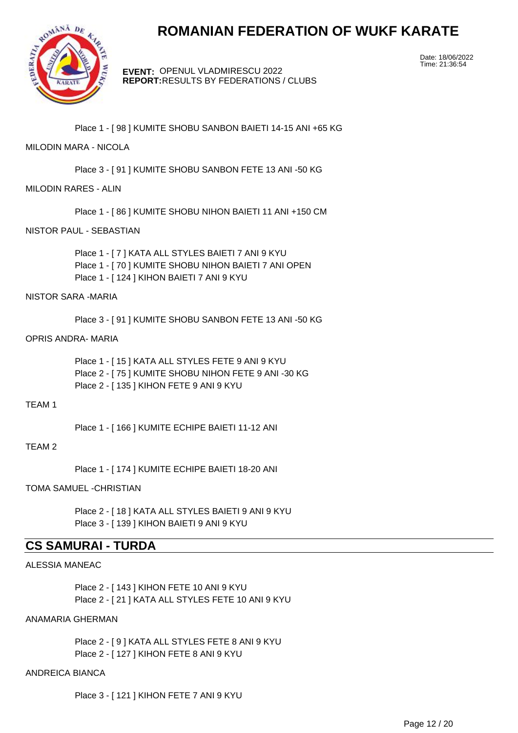Place 1 - [ 98 ] KUMITE SHOBU SANBON BAIETI 14-15 ANI +65 KG

MILODIN MARA - NICOLA

Place 3 - [ 91 ] KUMITE SHOBU SANBON FETE 13 ANI -50 KG

MILODIN RARES - ALIN

Place 1 - [ 86 ] KUMITE SHOBU NIHON BAIETI 11 ANI +150 CM

NISTOR PAUL - SEBASTIAN

Place 1 - [ 7 ] KATA ALL STYLES BAIETI 7 ANI 9 KYU
Place 1 - [ 70 ] KUMITE SHOBU NIHON BAIETI 7 ANI OPEN
Place 1 - [ 124 ] KIHON BAIETI 7 ANI 9 KYU

NISTOR SARA -MARIA

Place 3 - [ 91 ] KUMITE SHOBU SANBON FETE 13 ANI -50 KG

OPRIS ANDRA- MARIA

Place 1 - [ 15 ] KATA ALL STYLES FETE 9 ANI 9 KYU
Place 2 - [ 75 ] KUMITE SHOBU NIHON FETE 9 ANI -30 KG
Place 2 - [ 135 ] KIHON FETE 9 ANI 9 KYU

TEAM 1

Place 1 - [ 166 ] KUMITE ECHIPE BAIETI 11-12 ANI

TEAM 2

Place 1 - [ 174 ] KUMITE ECHIPE BAIETI 18-20 ANI

TOMA SAMUEL -CHRISTIAN

Place 2 - [ 18 ] KATA ALL STYLES BAIETI 9 ANI 9 KYU
Place 3 - [ 139 ] KIHON BAIETI 9 ANI 9 KYU

## CS SAMURAI - TURDA

ALESSIA MANEAC

Place 2 - [ 143 ] KIHON FETE 10 ANI 9 KYU
Place 2 - [ 21 ] KATA ALL STYLES FETE 10 ANI 9 KYU

ANAMARIA GHERMAN

Place 2 - [ 9 ] KATA ALL STYLES FETE 8 ANI 9 KYU
Place 2 - [ 127 ] KIHON FETE 8 ANI 9 KYU

ANDREICA BIANCA

Place 3 - [ 121 ] KIHON FETE 7 ANI 9 KYU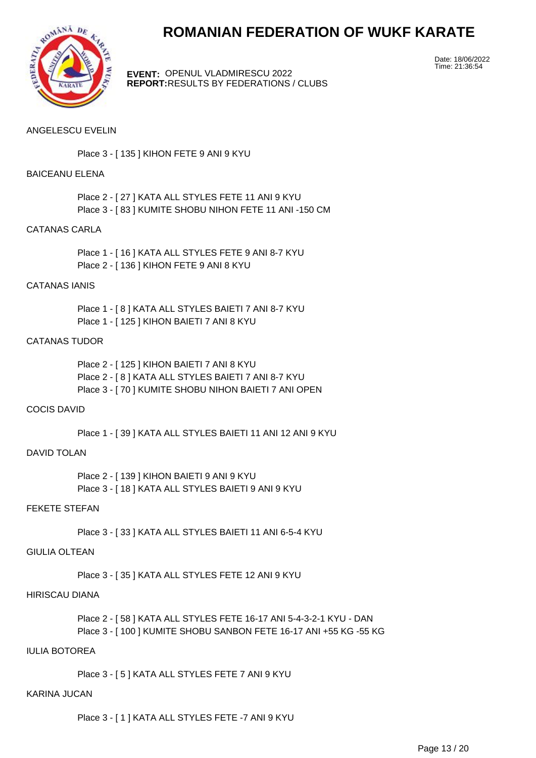# ROMANIAN FEDERATION OF WUKF KARATE

**EVENT:** OPENUL VLADMIRESCU 2022
**REPORT:** RESULTS BY FEDERATIONS / CLUBS

Date: 18/06/2022
Time: 21:36:54

ANGELESCU EVELIN

Place 3 - [ 135 ] KIHON FETE 9 ANI 9 KYU

BAICEANU ELENA

Place 2 - [ 27 ] KATA ALL STYLES FETE 11 ANI 9 KYU
Place 3 - [ 83 ] KUMITE SHOBU NIHON FETE 11 ANI -150 CM

CATANAS CARLA

Place 1 - [ 16 ] KATA ALL STYLES FETE 9 ANI 8-7 KYU
Place 2 - [ 136 ] KIHON FETE 9 ANI 8 KYU

CATANAS IANIS

Place 1 - [ 8 ] KATA ALL STYLES BAIETI 7 ANI 8-7 KYU
Place 1 - [ 125 ] KIHON BAIETI 7 ANI 8 KYU

CATANAS TUDOR

Place 2 - [ 125 ] KIHON BAIETI 7 ANI 8 KYU
Place 2 - [ 8 ] KATA ALL STYLES BAIETI 7 ANI 8-7 KYU
Place 3 - [ 70 ] KUMITE SHOBU NIHON BAIETI 7 ANI OPEN

COCIS DAVID

Place 1 - [ 39 ] KATA ALL STYLES BAIETI 11 ANI 12 ANI 9 KYU

DAVID TOLAN

Place 2 - [ 139 ] KIHON BAIETI 9 ANI 9 KYU
Place 3 - [ 18 ] KATA ALL STYLES BAIETI 9 ANI 9 KYU

FEKETE STEFAN

Place 3 - [ 33 ] KATA ALL STYLES BAIETI 11 ANI 6-5-4 KYU

GIULIA OLTEAN

Place 3 - [ 35 ] KATA ALL STYLES FETE 12 ANI 9 KYU

HIRISCAU DIANA

Place 2 - [ 58 ] KATA ALL STYLES FETE 16-17 ANI 5-4-3-2-1 KYU - DAN
Place 3 - [ 100 ] KUMITE SHOBU SANBON FETE 16-17 ANI +55 KG -55 KG

IULIA BOTOREA

Place 3 - [ 5 ] KATA ALL STYLES FETE 7 ANI 9 KYU

KARINA JUCAN

Place 3 - [ 1 ] KATA ALL STYLES FETE -7 ANI 9 KYU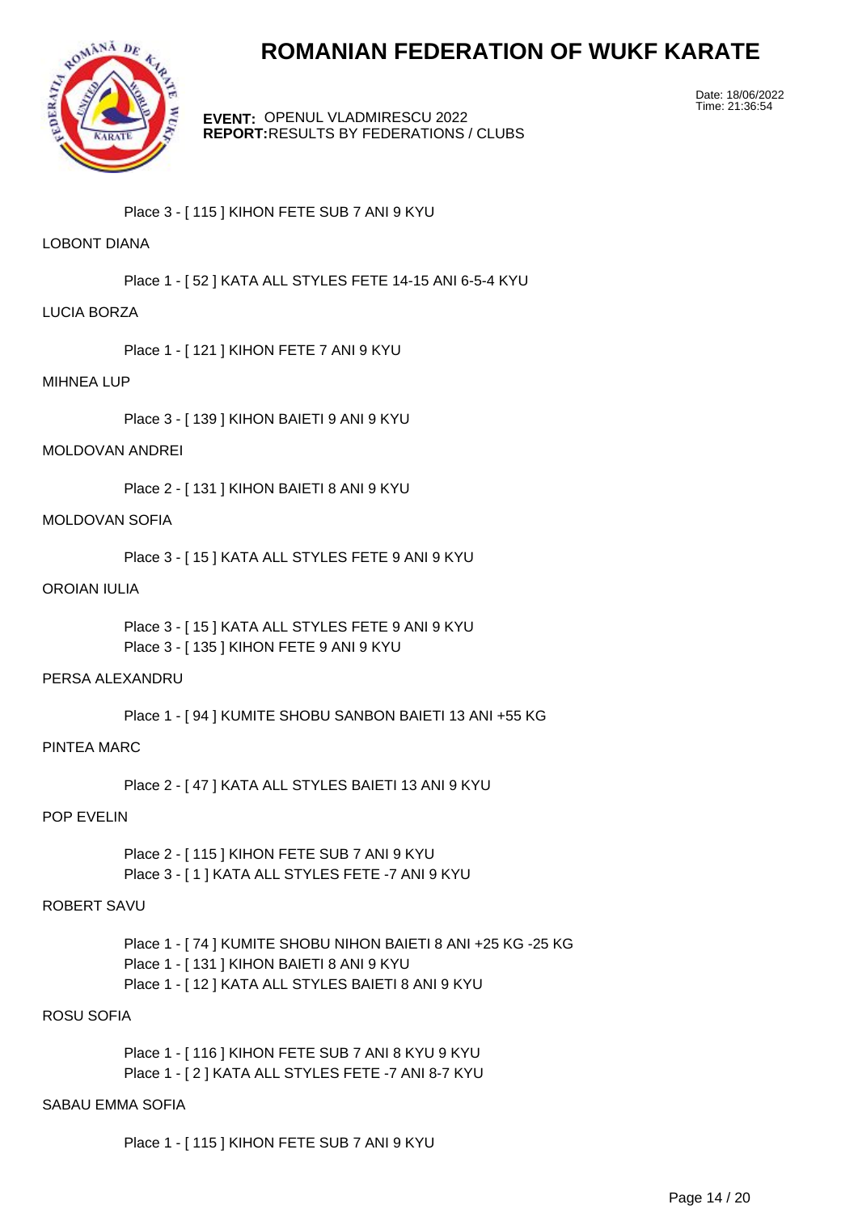# ROMANIAN FEDERATION OF WUKF KARATE

**EVENT:** OPENUL VLADMIRESCU 2022
**REPORT:** RESULTS BY FEDERATIONS / CLUBS

Date: 18/06/2022
Time: 21:36:54

Place 3 - [ 115 ] KIHON FETE SUB 7 ANI 9 KYU

LOBONT DIANA

Place 1 - [ 52 ] KATA ALL STYLES FETE 14-15 ANI 6-5-4 KYU

LUCIA BORZA

Place 1 - [ 121 ] KIHON FETE 7 ANI 9 KYU

MIHNEA LUP

Place 3 - [ 139 ] KIHON BAIETI 9 ANI 9 KYU

MOLDOVAN ANDREI

Place 2 - [ 131 ] KIHON BAIETI 8 ANI 9 KYU

MOLDOVAN SOFIA

Place 3 - [ 15 ] KATA ALL STYLES FETE 9 ANI 9 KYU

OROIAN IULIA

Place 3 - [ 15 ] KATA ALL STYLES FETE 9 ANI 9 KYU
Place 3 - [ 135 ] KIHON FETE 9 ANI 9 KYU

PERSA ALEXANDRU

Place 1 - [ 94 ] KUMITE SHOBU SANBON BAIETI 13 ANI +55 KG

PINTEA MARC

Place 2 - [ 47 ] KATA ALL STYLES BAIETI 13 ANI 9 KYU

POP EVELIN

Place 2 - [ 115 ] KIHON FETE SUB 7 ANI 9 KYU
Place 3 - [ 1 ] KATA ALL STYLES FETE -7 ANI 9 KYU

ROBERT SAVU

Place 1 - [ 74 ] KUMITE SHOBU NIHON BAIETI 8 ANI +25 KG -25 KG
Place 1 - [ 131 ] KIHON BAIETI 8 ANI 9 KYU
Place 1 - [ 12 ] KATA ALL STYLES BAIETI 8 ANI 9 KYU

ROSU SOFIA

Place 1 - [ 116 ] KIHON FETE SUB 7 ANI 8 KYU 9 KYU
Place 1 - [ 2 ] KATA ALL STYLES FETE -7 ANI 8-7 KYU

SABAU EMMA SOFIA

Place 1 - [ 115 ] KIHON FETE SUB 7 ANI 9 KYU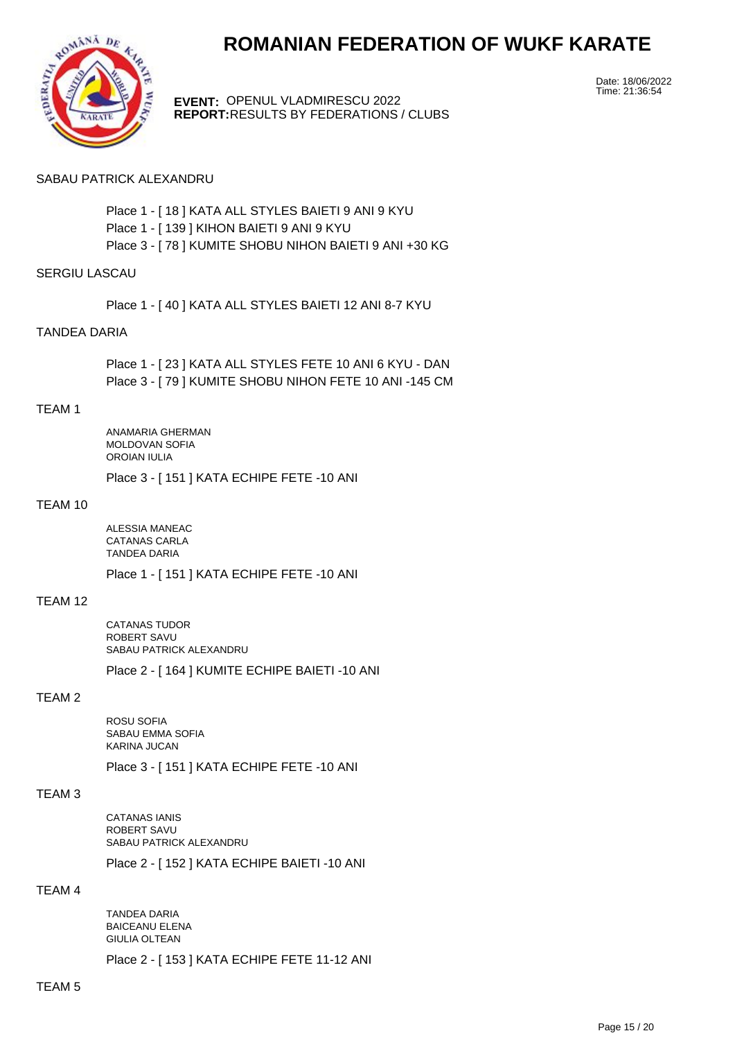# ROMANIAN FEDERATION OF WUKF KARATE

**EVENT:** OPENUL VLADMIRESCU 2022
**REPORT:** RESULTS BY FEDERATIONS / CLUBS

Date: 18/06/2022
Time: 21:36:54

SABAU PATRICK ALEXANDRU

Place 1 - [ 18 ] KATA ALL STYLES BAIETI 9 ANI 9 KYU
Place 1 - [ 139 ] KIHON BAIETI 9 ANI 9 KYU
Place 3 - [ 78 ] KUMITE SHOBU NIHON BAIETI 9 ANI +30 KG

SERGIU LASCAU

Place 1 - [ 40 ] KATA ALL STYLES BAIETI 12 ANI 8-7 KYU

TANDEA DARIA

Place 1 - [ 23 ] KATA ALL STYLES FETE 10 ANI 6 KYU - DAN
Place 3 - [ 79 ] KUMITE SHOBU NIHON FETE 10 ANI -145 CM

TEAM 1

ANAMARIA GHERMAN
MOLDOVAN SOFIA
OROIAN IULIA

Place 3 - [ 151 ] KATA ECHIPE FETE -10 ANI

TEAM 10

ALESSIA MANEAC
CATANAS CARLA
TANDEA DARIA

Place 1 - [ 151 ] KATA ECHIPE FETE -10 ANI

TEAM 12

CATANAS TUDOR
ROBERT SAVU
SABAU PATRICK ALEXANDRU

Place 2 - [ 164 ] KUMITE ECHIPE BAIETI -10 ANI

TEAM 2

ROSU SOFIA
SABAU EMMA SOFIA
KARINA JUCAN

Place 3 - [ 151 ] KATA ECHIPE FETE -10 ANI

TEAM 3

CATANAS IANIS
ROBERT SAVU
SABAU PATRICK ALEXANDRU

Place 2 - [ 152 ] KATA ECHIPE BAIETI -10 ANI

TEAM 4

TANDEA DARIA
BAICEANU ELENA
GIULIA OLTEAN

Place 2 - [ 153 ] KATA ECHIPE FETE 11-12 ANI

TEAM 5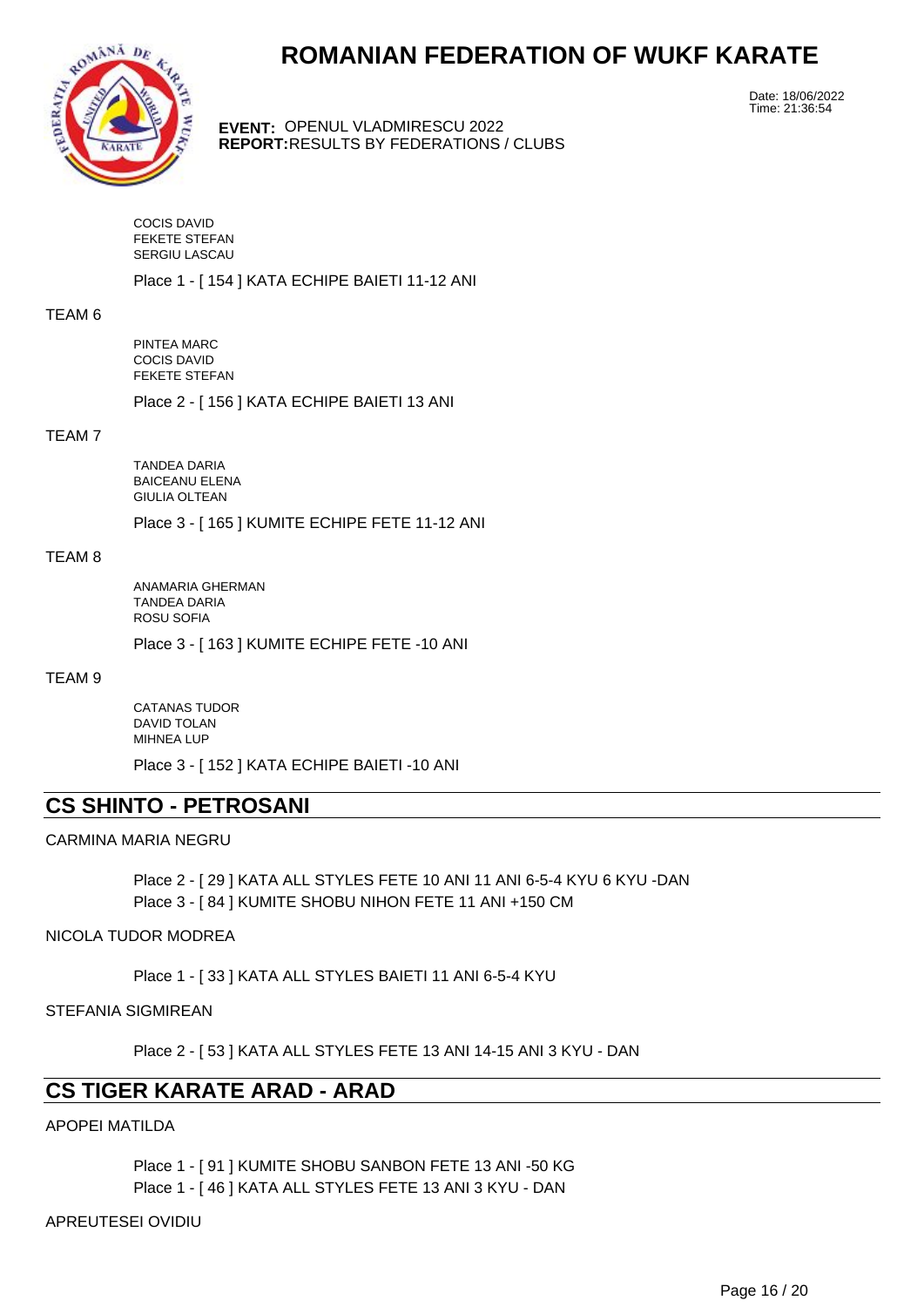COCIS DAVID
FEKETE STEFAN
SERGIU LASCAU

Place 1 - [ 154 ] KATA ECHIPE BAIETI 11-12 ANI

TEAM 6

PINTEA MARC
COCIS DAVID
FEKETE STEFAN

Place 2 - [ 156 ] KATA ECHIPE BAIETI 13 ANI

TEAM 7

TANDEA DARIA
BAICEANU ELENA
GIULIA OLTEAN

Place 3 - [ 165 ] KUMITE ECHIPE FETE 11-12 ANI

TEAM 8

ANAMARIA GHERMAN
TANDEA DARIA
ROSU SOFIA

Place 3 - [ 163 ] KUMITE ECHIPE FETE -10 ANI

TEAM 9

CATANAS TUDOR
DAVID TOLAN
MIHNEA LUP

Place 3 - [ 152 ] KATA ECHIPE BAIETI -10 ANI

## CS SHINTO - PETROSANI

CARMINA MARIA NEGRU

Place 2 - [ 29 ] KATA ALL STYLES FETE 10 ANI 11 ANI 6-5-4 KYU 6 KYU -DAN
Place 3 - [ 84 ] KUMITE SHOBU NIHON FETE 11 ANI +150 CM

NICOLA TUDOR MODREA

Place 1 - [ 33 ] KATA ALL STYLES BAIETI 11 ANI 6-5-4 KYU

STEFANIA SIGMIREAN

Place 2 - [ 53 ] KATA ALL STYLES FETE 13 ANI 14-15 ANI 3 KYU - DAN

## CS TIGER KARATE ARAD - ARAD

APOPEI MATILDA

Place 1 - [ 91 ] KUMITE SHOBU SANBON FETE 13 ANI -50 KG
Place 1 - [ 46 ] KATA ALL STYLES FETE 13 ANI 3 KYU - DAN

APREUTESEI OVIDIU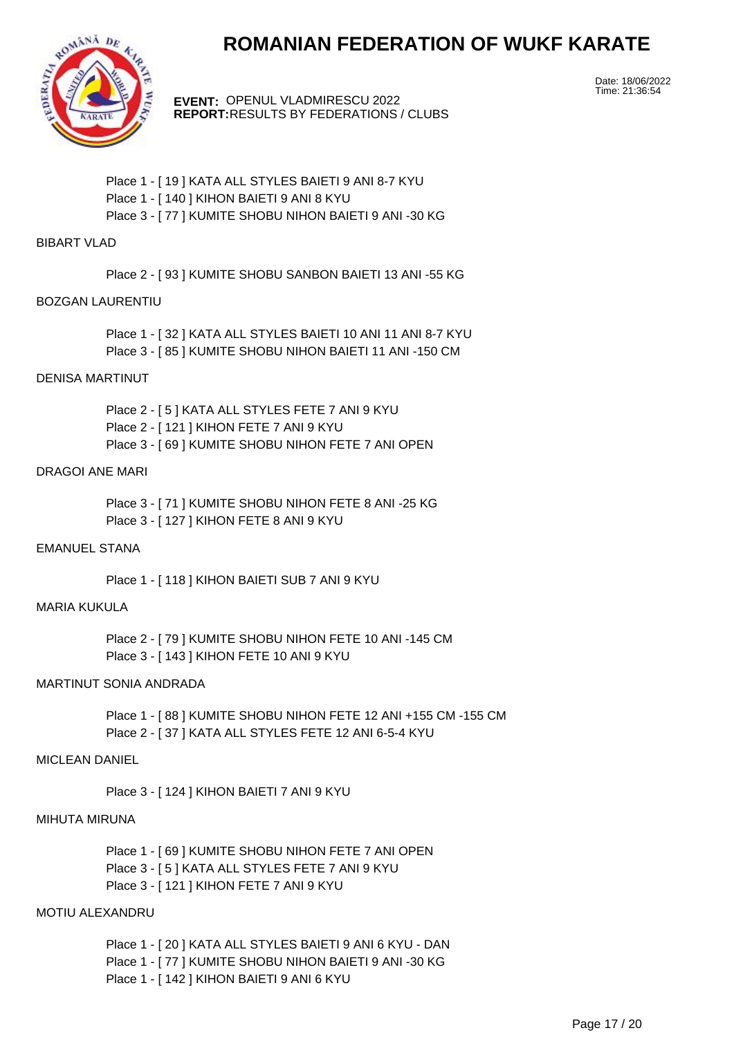# ROMANIAN FEDERATION OF WUKF KARATE

**EVENT:** OPENUL VLADMIRESCU 2022
**REPORT:** RESULTS BY FEDERATIONS / CLUBS

Date: 18/06/2022
Time: 21:36:54

Place 1 - [ 19 ] KATA ALL STYLES BAIETI 9 ANI 8-7 KYU
Place 1 - [ 140 ] KIHON BAIETI 9 ANI 8 KYU
Place 3 - [ 77 ] KUMITE SHOBU NIHON BAIETI 9 ANI -30 KG

BIBART VLAD

Place 2 - [ 93 ] KUMITE SHOBU SANBON BAIETI 13 ANI -55 KG

BOZGAN LAURENTIU

Place 1 - [ 32 ] KATA ALL STYLES BAIETI 10 ANI 11 ANI 8-7 KYU
Place 3 - [ 85 ] KUMITE SHOBU NIHON BAIETI 11 ANI -150 CM

DENISA MARTINUT

Place 2 - [ 5 ] KATA ALL STYLES FETE 7 ANI 9 KYU
Place 2 - [ 121 ] KIHON FETE 7 ANI 9 KYU
Place 3 - [ 69 ] KUMITE SHOBU NIHON FETE 7 ANI OPEN

DRAGOI ANE MARI

Place 3 - [ 71 ] KUMITE SHOBU NIHON FETE 8 ANI -25 KG
Place 3 - [ 127 ] KIHON FETE 8 ANI 9 KYU

EMANUEL STANA

Place 1 - [ 118 ] KIHON BAIETI SUB 7 ANI 9 KYU

MARIA KUKULA

Place 2 - [ 79 ] KUMITE SHOBU NIHON FETE 10 ANI -145 CM
Place 3 - [ 143 ] KIHON FETE 10 ANI 9 KYU

MARTINUT SONIA ANDRADA

Place 1 - [ 88 ] KUMITE SHOBU NIHON FETE 12 ANI +155 CM -155 CM
Place 2 - [ 37 ] KATA ALL STYLES FETE 12 ANI 6-5-4 KYU

MICLEAN DANIEL

Place 3 - [ 124 ] KIHON BAIETI 7 ANI 9 KYU

MIHUTA MIRUNA

Place 1 - [ 69 ] KUMITE SHOBU NIHON FETE 7 ANI OPEN
Place 3 - [ 5 ] KATA ALL STYLES FETE 7 ANI 9 KYU
Place 3 - [ 121 ] KIHON FETE 7 ANI 9 KYU

MOTIU ALEXANDRU

Place 1 - [ 20 ] KATA ALL STYLES BAIETI 9 ANI 6 KYU - DAN
Place 1 - [ 77 ] KUMITE SHOBU NIHON BAIETI 9 ANI -30 KG
Place 1 - [ 142 ] KIHON BAIETI 9 ANI 6 KYU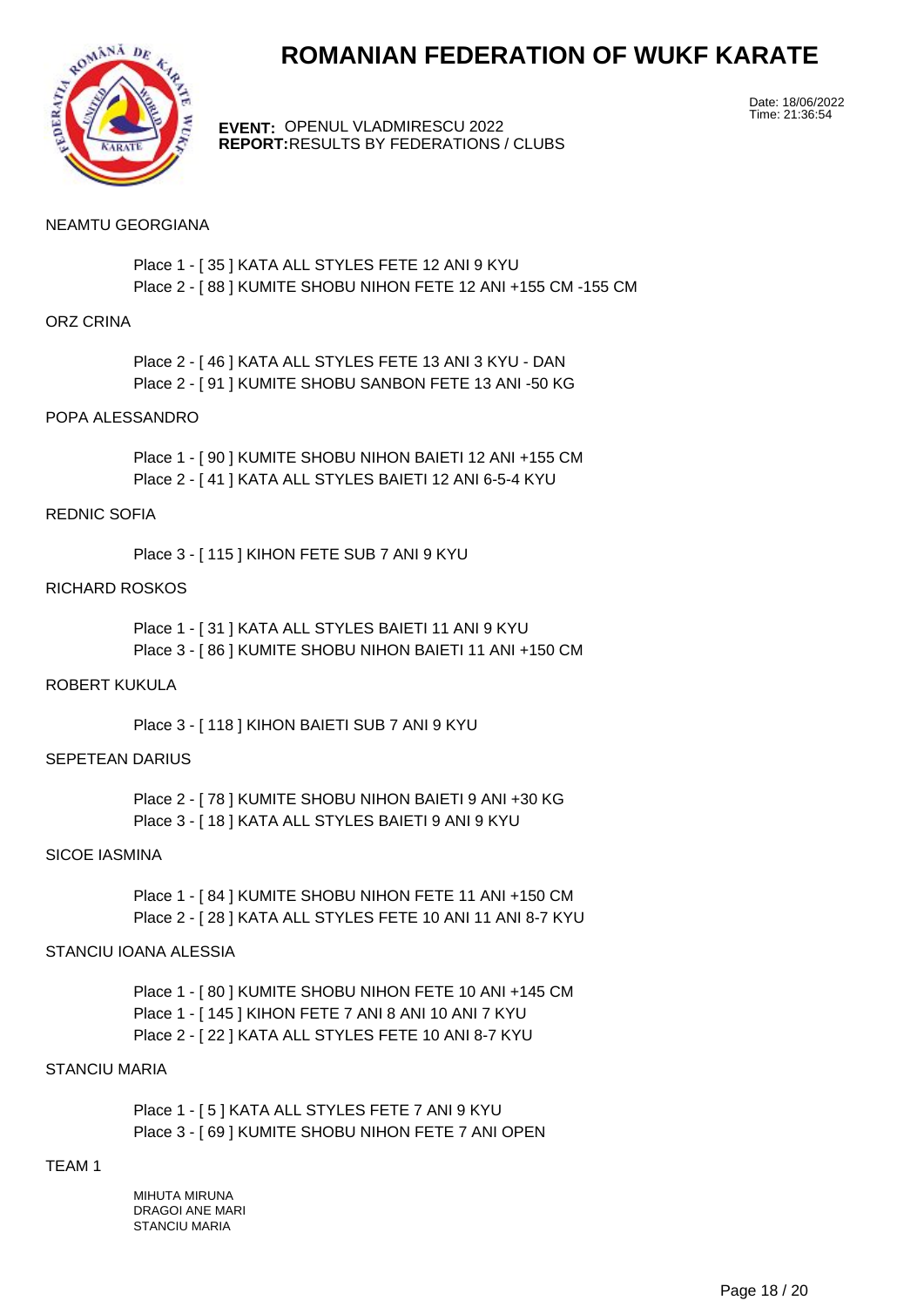# ROMANIAN FEDERATION OF WUKF KARATE

Date: 18/06/2022
Time: 21:36:54

**EVENT:** OPENUL VLADMIRESCU 2022
**REPORT:** RESULTS BY FEDERATIONS / CLUBS

NEAMTU GEORGIANA

Place 1 - [ 35 ] KATA ALL STYLES FETE 12 ANI 9 KYU
Place 2 - [ 88 ] KUMITE SHOBU NIHON FETE 12 ANI +155 CM -155 CM

ORZ CRINA

Place 2 - [ 46 ] KATA ALL STYLES FETE 13 ANI 3 KYU - DAN
Place 2 - [ 91 ] KUMITE SHOBU SANBON FETE 13 ANI -50 KG

POPA ALESSANDRO

Place 1 - [ 90 ] KUMITE SHOBU NIHON BAIETI 12 ANI +155 CM
Place 2 - [ 41 ] KATA ALL STYLES BAIETI 12 ANI 6-5-4 KYU

REDNIC SOFIA

Place 3 - [ 115 ] KIHON FETE SUB 7 ANI 9 KYU

RICHARD ROSKOS

Place 1 - [ 31 ] KATA ALL STYLES BAIETI 11 ANI 9 KYU
Place 3 - [ 86 ] KUMITE SHOBU NIHON BAIETI 11 ANI +150 CM

ROBERT KUKULA

Place 3 - [ 118 ] KIHON BAIETI SUB 7 ANI 9 KYU

SEPETEAN DARIUS

Place 2 - [ 78 ] KUMITE SHOBU NIHON BAIETI 9 ANI +30 KG
Place 3 - [ 18 ] KATA ALL STYLES BAIETI 9 ANI 9 KYU

SICOE IASMINA

Place 1 - [ 84 ] KUMITE SHOBU NIHON FETE 11 ANI +150 CM
Place 2 - [ 28 ] KATA ALL STYLES FETE 10 ANI 11 ANI 8-7 KYU

STANCIU IOANA ALESSIA

Place 1 - [ 80 ] KUMITE SHOBU NIHON FETE 10 ANI +145 CM
Place 1 - [ 145 ] KIHON FETE 7 ANI 8 ANI 10 ANI 7 KYU
Place 2 - [ 22 ] KATA ALL STYLES FETE 10 ANI 8-7 KYU

STANCIU MARIA

Place 1 - [ 5 ] KATA ALL STYLES FETE 7 ANI 9 KYU
Place 3 - [ 69 ] KUMITE SHOBU NIHON FETE 7 ANI OPEN

TEAM 1

MIHUTA MIRUNA
DRAGOI ANE MARI
STANCIU MARIA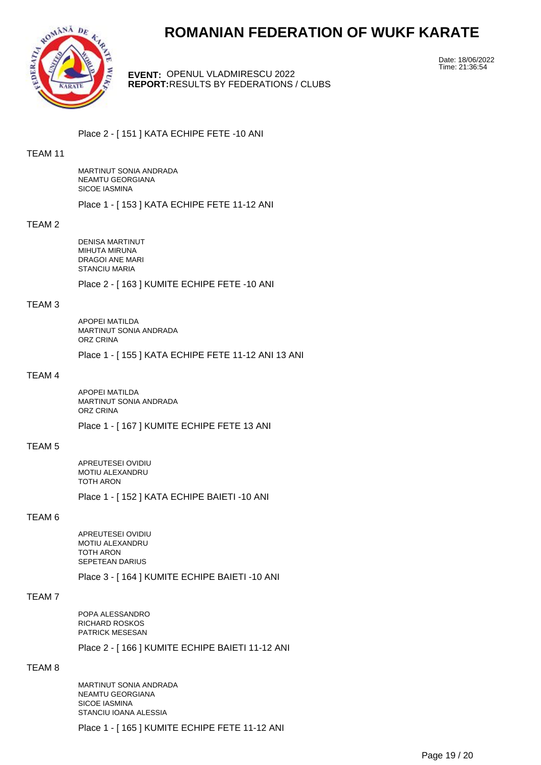# ROMANIAN FEDERATION OF WUKF KARATE

**EVENT:** OPENUL VLADMIRESCU 2022
**REPORT:** RESULTS BY FEDERATIONS / CLUBS

Date: 18/06/2022
Time: 21:36:54

Place 2 - [ 151 ] KATA ECHIPE FETE -10 ANI

TEAM 11

MARTINUT SONIA ANDRADA
NEAMTU GEORGIANA
SICOE IASMINA

Place 1 - [ 153 ] KATA ECHIPE FETE 11-12 ANI

TEAM 2

DENISA MARTINUT
MIHUTA MIRUNA
DRAGOI ANE MARI
STANCIU MARIA

Place 2 - [ 163 ] KUMITE ECHIPE FETE -10 ANI

TEAM 3

APOPEI MATILDA
MARTINUT SONIA ANDRADA
ORZ CRINA

Place 1 - [ 155 ] KATA ECHIPE FETE 11-12 ANI 13 ANI

TEAM 4

APOPEI MATILDA
MARTINUT SONIA ANDRADA
ORZ CRINA

Place 1 - [ 167 ] KUMITE ECHIPE FETE 13 ANI

TEAM 5

APREUTESEI OVIDIU
MOTIU ALEXANDRU
TOTH ARON

Place 1 - [ 152 ] KATA ECHIPE BAIETI -10 ANI

TEAM 6

APREUTESEI OVIDIU
MOTIU ALEXANDRU
TOTH ARON
SEPETEAN DARIUS

Place 3 - [ 164 ] KUMITE ECHIPE BAIETI -10 ANI

TEAM 7

POPA ALESSANDRO
RICHARD ROSKOS
PATRICK MESESAN

Place 2 - [ 166 ] KUMITE ECHIPE BAIETI 11-12 ANI

TEAM 8

MARTINUT SONIA ANDRADA
NEAMTU GEORGIANA
SICOE IASMINA
STANCIU IOANA ALESSIA

Place 1 - [ 165 ] KUMITE ECHIPE FETE 11-12 ANI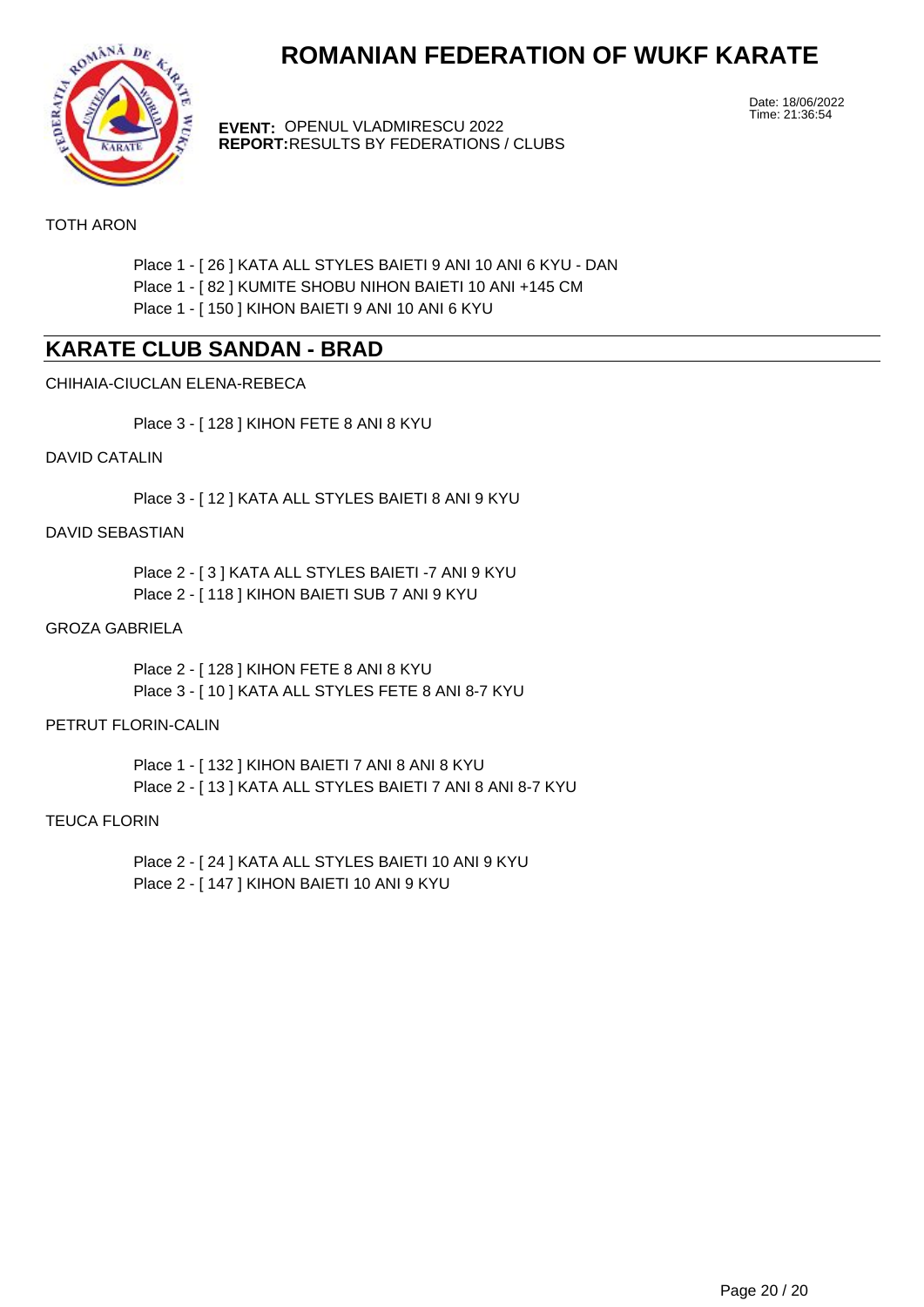# ROMANIAN FEDERATION OF WUKF KARATE

**EVENT:** OPENUL VLADMIRESCU 2022
**REPORT:** RESULTS BY FEDERATIONS / CLUBS

Date: 18/06/2022
Time: 21:36:54

TOTH ARON

Place 1 - [ 26 ] KATA ALL STYLES BAIETI 9 ANI 10 ANI 6 KYU - DAN
Place 1 - [ 82 ] KUMITE SHOBU NIHON BAIETI 10 ANI +145 CM
Place 1 - [ 150 ] KIHON BAIETI 9 ANI 10 ANI 6 KYU

## KARATE CLUB SANDAN - BRAD

CHIHAIA-CIUCLAN ELENA-REBECA

Place 3 - [ 128 ] KIHON FETE 8 ANI 8 KYU

DAVID CATALIN

Place 3 - [ 12 ] KATA ALL STYLES BAIETI 8 ANI 9 KYU

DAVID SEBASTIAN

Place 2 - [ 3 ] KATA ALL STYLES BAIETI -7 ANI 9 KYU
Place 2 - [ 118 ] KIHON BAIETI SUB 7 ANI 9 KYU

GROZA GABRIELA

Place 2 - [ 128 ] KIHON FETE 8 ANI 8 KYU
Place 3 - [ 10 ] KATA ALL STYLES FETE 8 ANI 8-7 KYU

PETRUT FLORIN-CALIN

Place 1 - [ 132 ] KIHON BAIETI 7 ANI 8 ANI 8 KYU
Place 2 - [ 13 ] KATA ALL STYLES BAIETI 7 ANI 8 ANI 8-7 KYU

TEUCA FLORIN

Place 2 - [ 24 ] KATA ALL STYLES BAIETI 10 ANI 9 KYU
Place 2 - [ 147 ] KIHON BAIETI 10 ANI 9 KYU